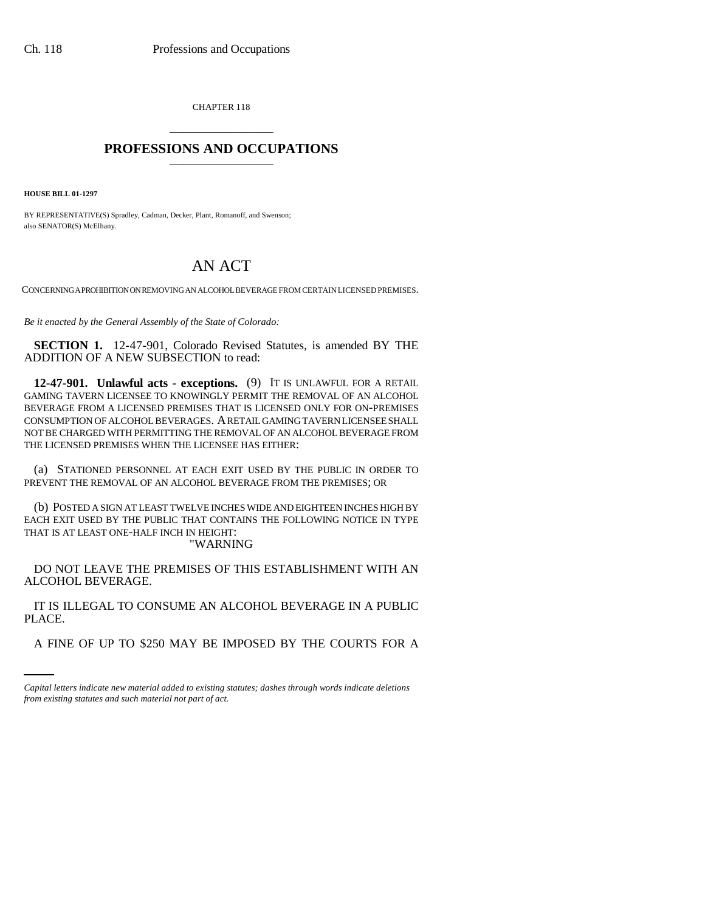CHAPTER 118

# PROFESSIONS AND OCCUPATIONS

**HOUSE BILL 01-1297**

BY REPRESENTATIVE(S) Spradley, Cadman, Decker, Plant, Romanoff, and Swenson; also SENATOR(S) McElhany.

# AN ACT

CONCERNING A PROHIBITION ON REMOVING AN ALCOHOL BEVERAGE FROM CERTAIN LICENSED PREMISES.

*Be it enacted by the General Assembly of the State of Colorado:*

**SECTION 1.** 12-47-901, Colorado Revised Statutes, is amended BY THE ADDITION OF A NEW SUBSECTION to read:

**12-47-901. Unlawful acts - exceptions.** (9) IT IS UNLAWFUL FOR A RETAIL GAMING TAVERN LICENSEE TO KNOWINGLY PERMIT THE REMOVAL OF AN ALCOHOL BEVERAGE FROM A LICENSED PREMISES THAT IS LICENSED ONLY FOR ON-PREMISES CONSUMPTION OF ALCOHOL BEVERAGES. A RETAIL GAMING TAVERN LICENSEE SHALL NOT BE CHARGED WITH PERMITTING THE REMOVAL OF AN ALCOHOL BEVERAGE FROM THE LICENSED PREMISES WHEN THE LICENSEE HAS EITHER:

(a) STATIONED PERSONNEL AT EACH EXIT USED BY THE PUBLIC IN ORDER TO PREVENT THE REMOVAL OF AN ALCOHOL BEVERAGE FROM THE PREMISES; OR

(b) POSTED A SIGN AT LEAST TWELVE INCHES WIDE AND EIGHTEEN INCHES HIGH BY EACH EXIT USED BY THE PUBLIC THAT CONTAINS THE FOLLOWING NOTICE IN TYPE THAT IS AT LEAST ONE-HALF INCH IN HEIGHT:

"WARNING

DO NOT LEAVE THE PREMISES OF THIS ESTABLISHMENT WITH AN ALCOHOL BEVERAGE.

IT IS ILLEGAL TO CONSUME AN ALCOHOL BEVERAGE IN A PUBLIC PLACE.

A FINE OF UP TO $250 MAY BE IMPOSED BY THE COURTS FOR A

*Capital letters indicate new material added to existing statutes; dashes through words indicate deletions from existing statutes and such material not part of act.*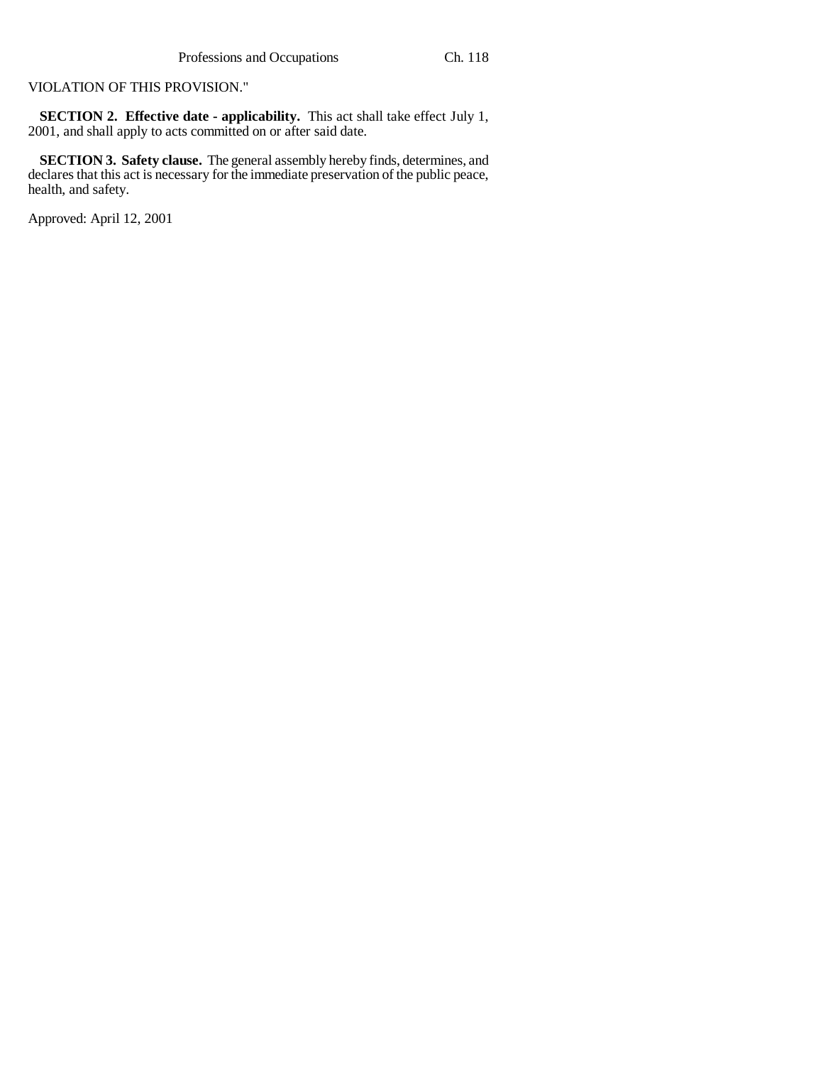VIOLATION OF THIS PROVISION."

**SECTION 2. Effective date - applicability.** This act shall take effect July 1, 2001, and shall apply to acts committed on or after said date.

**SECTION 3. Safety clause.** The general assembly hereby finds, determines, and declares that this act is necessary for the immediate preservation of the public peace, health, and safety.

Approved: April 12, 2001